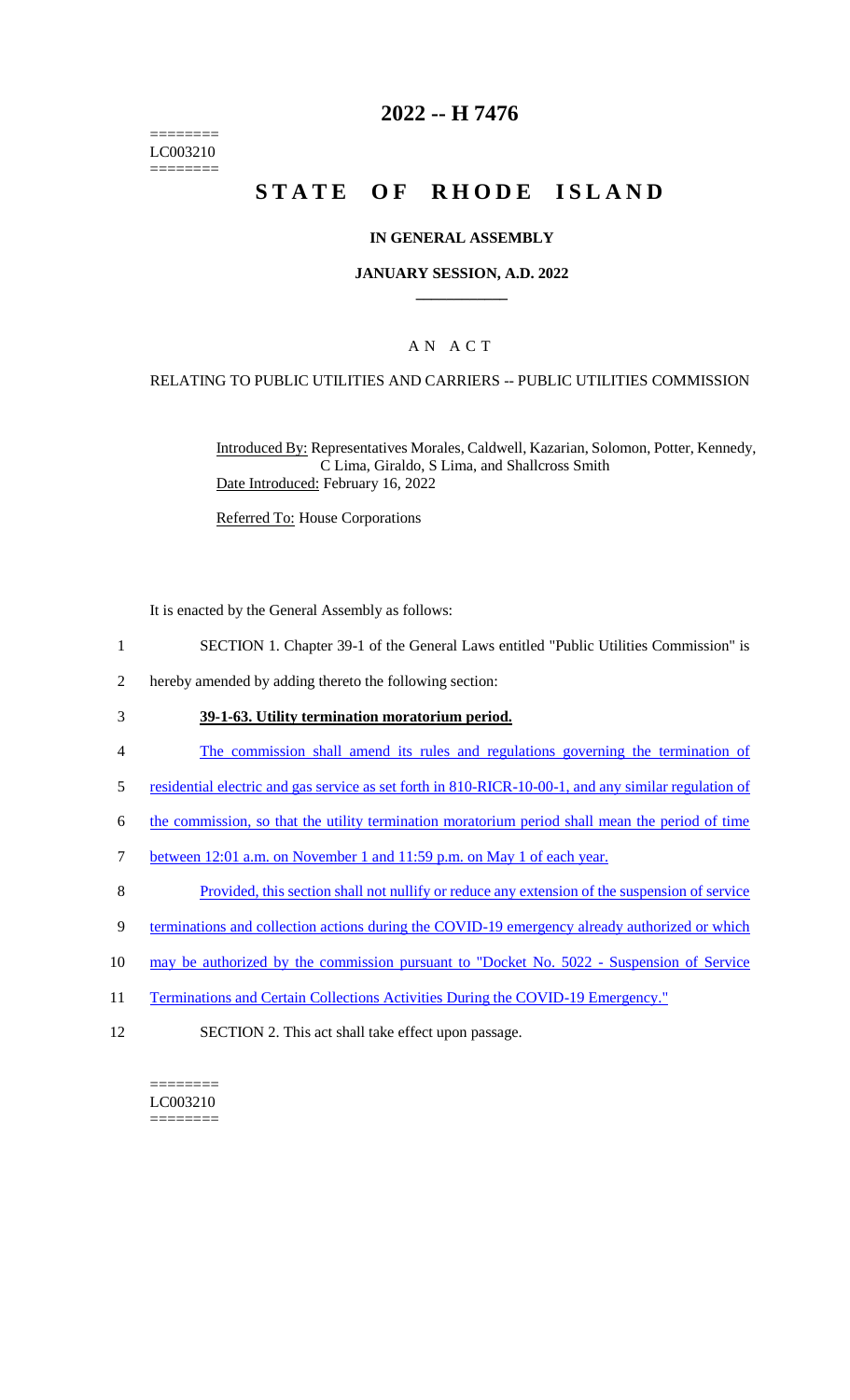========
LC003210
========

# 2022 -- H 7476

# STATE OF RHODE ISLAND

## IN GENERAL ASSEMBLY

### JANUARY SESSION, A.D. 2022

### A N A C T

RELATING TO PUBLIC UTILITIES AND CARRIERS -- PUBLIC UTILITIES COMMISSION

Introduced By: Representatives Morales, Caldwell, Kazarian, Solomon, Potter, Kennedy, C Lima, Giraldo, S Lima, and Shallcross Smith
Date Introduced: February 16, 2022

Referred To: House Corporations

It is enacted by the General Assembly as follows:

1 SECTION 1. Chapter 39-1 of the General Laws entitled "Public Utilities Commission" is
2 hereby amended by adding thereto the following section:

3 **39-1-63. Utility termination moratorium period.**

4 The commission shall amend its rules and regulations governing the termination of
5 residential electric and gas service as set forth in 810-RICR-10-00-1, and any similar regulation of
6 the commission, so that the utility termination moratorium period shall mean the period of time
7 between 12:01 a.m. on November 1 and 11:59 p.m. on May 1 of each year.

8 Provided, this section shall not nullify or reduce any extension of the suspension of service
9 terminations and collection actions during the COVID-19 emergency already authorized or which
10 may be authorized by the commission pursuant to "Docket No. 5022 - Suspension of Service
11 Terminations and Certain Collections Activities During the COVID-19 Emergency."

12 SECTION 2. This act shall take effect upon passage.

========
LC003210
========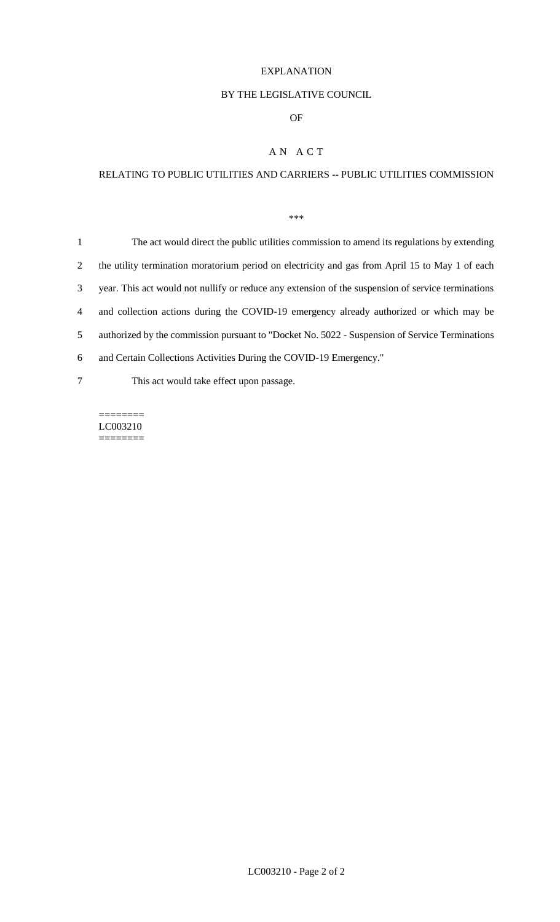EXPLANATION

BY THE LEGISLATIVE COUNCIL

OF

A N A C T

RELATING TO PUBLIC UTILITIES AND CARRIERS -- PUBLIC UTILITIES COMMISSION

\*\*\*

1 The act would direct the public utilities commission to amend its regulations by extending
2 the utility termination moratorium period on electricity and gas from April 15 to May 1 of each
3 year. This act would not nullify or reduce any extension of the suspension of service terminations
4 and collection actions during the COVID-19 emergency already authorized or which may be
5 authorized by the commission pursuant to "Docket No. 5022 - Suspension of Service Terminations
6 and Certain Collections Activities During the COVID-19 Emergency."
7 This act would take effect upon passage.

========
LC003210
========